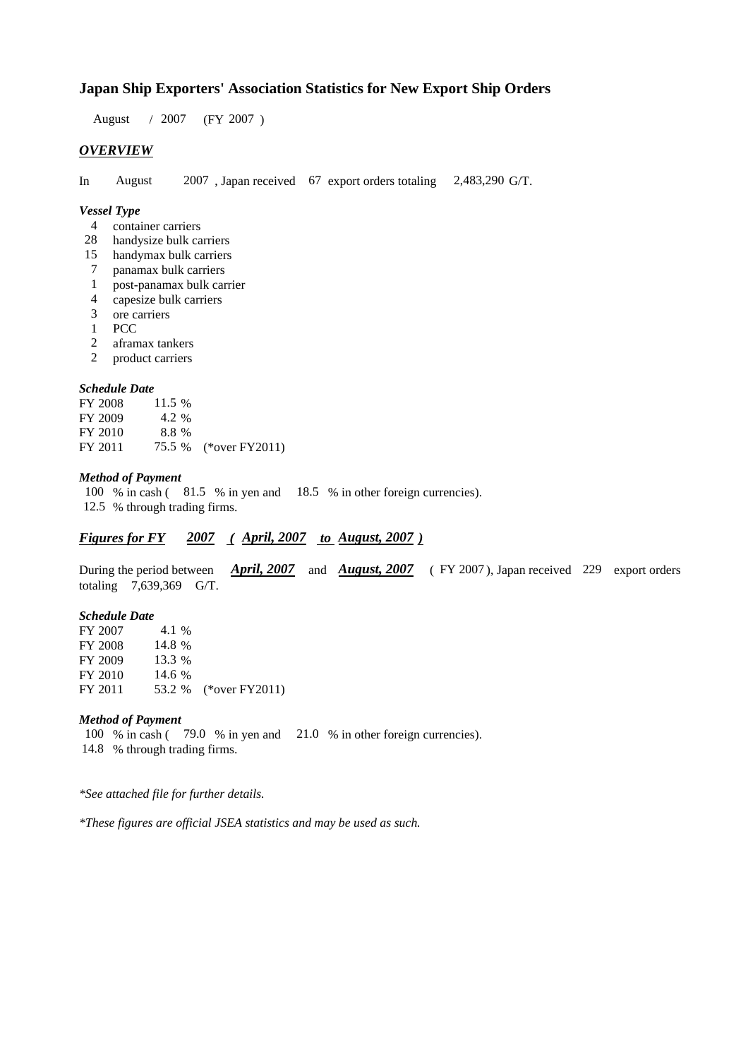# Japan Ship Exporters' Association Statistics for New Export Ship Orders

August / 2007 (FY 2007 )

## *OVERVIEW*

In August 2007 , Japan received 67 export orders totaling 2,483,290 G/T.

### *Vessel Type*

- 4 container carriers
- 28 handysize bulk carriers
- 15 handymax bulk carriers
- 7 panamax bulk carriers
- 1 post-panamax bulk carrier
- 4 capesize bulk carriers
- 3 ore carriers
- 1 PCC
- 2 aframax tankers
- 2 product carriers

### *Schedule Date*

| | | |
|---|---|---|
| FY 2008 | 11.5 % | |
| FY 2009 | 4.2 % | |
| FY 2010 | 8.8 % | |
| FY 2011 | 75.5 % | (*over FY2011) |

### *Method of Payment*

100 % in cash ( 81.5 % in yen and 18.5 % in other foreign currencies).
12.5 % through trading firms.

## *Figures for FY 2007 ( April, 2007 to August, 2007 )*

During the period between ***April, 2007*** and ***August, 2007*** ( FY 2007 ), Japan received 229 export orders totaling 7,639,369 G/T.

### *Schedule Date*

| | | |
|---|---|---|
| FY 2007 | 4.1 % | |
| FY 2008 | 14.8 % | |
| FY 2009 | 13.3 % | |
| FY 2010 | 14.6 % | |
| FY 2011 | 53.2 % | (*over FY2011) |

### *Method of Payment*

100 % in cash ( 79.0 % in yen and 21.0 % in other foreign currencies).
14.8 % through trading firms.

*\*See attached file for further details.*

*\*These figures are official JSEA statistics and may be used as such.*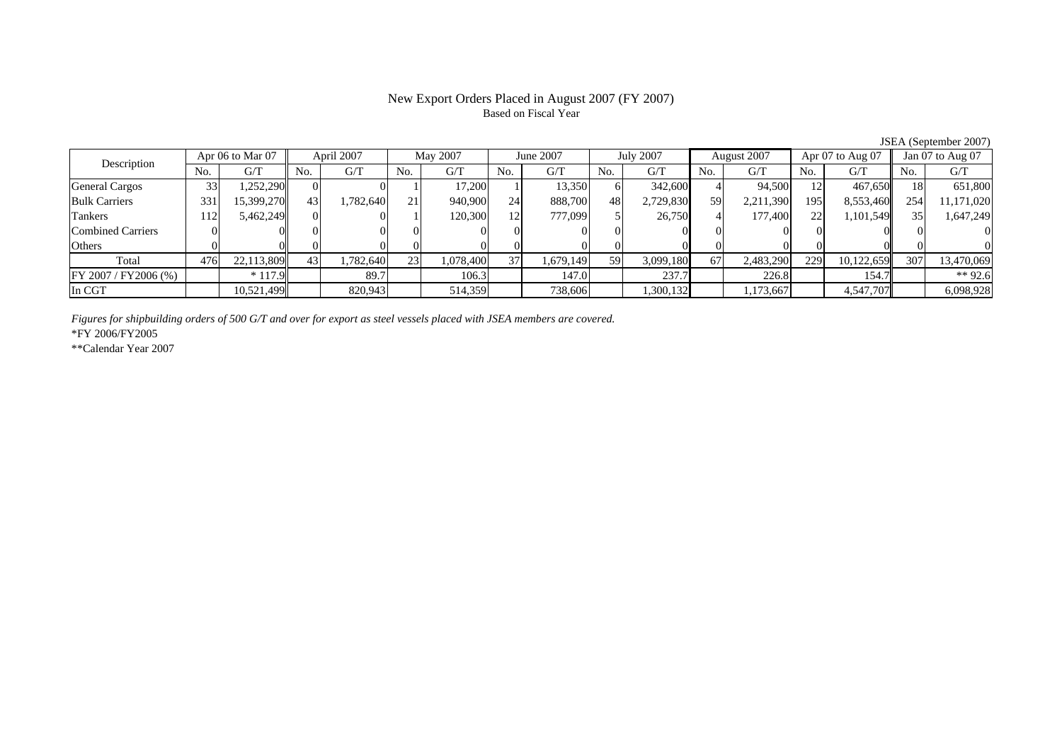# New Export Orders Placed in August 2007 (FY 2007)

Based on Fiscal Year

JSEA (September 2007)

| Description | Apr 06 to Mar 07 | | April 2007 | | May 2007 | | June 2007 | | July 2007 | | August 2007 | | Apr 07 to Aug 07 | | Jan 07 to Aug 07 | |
|---|---|---|---|---|---|---|---|---|---|---|---|---|---|---|---|---|
| | No. | G/T | No. | G/T | No. | G/T | No. | G/T | No. | G/T | No. | G/T | No. | G/T | No. | G/T |
| General Cargos | 33 | 1,252,290 | 0 | 0 | 1 | 17,200 | 1 | 13,350 | 6 | 342,600 | 4 | 94,500 | 12 | 467,650 | 18 | 651,800 |
| Bulk Carriers | 331 | 15,399,270 | 43 | 1,782,640 | 21 | 940,900 | 24 | 888,700 | 48 | 2,729,830 | 59 | 2,211,390 | 195 | 8,553,460 | 254 | 11,171,020 |
| Tankers | 112 | 5,462,249 | 0 | 0 | 1 | 120,300 | 12 | 777,099 | 5 | 26,750 | 4 | 177,400 | 22 | 1,101,549 | 35 | 1,647,249 |
| Combined Carriers | 0 | 0 | 0 | 0 | 0 | 0 | 0 | 0 | 0 | 0 | 0 | 0 | 0 | 0 | 0 | 0 |
| Others | 0 | 0 | 0 | 0 | 0 | 0 | 0 | 0 | 0 | 0 | 0 | 0 | 0 | 0 | 0 | 0 |
| Total | 476 | 22,113,809 | 43 | 1,782,640 | 23 | 1,078,400 | 37 | 1,679,149 | 59 | 3,099,180 | 67 | 2,483,290 | 229 | 10,122,659 | 307 | 13,470,069 |
| FY 2007 / FY2006 (%) | | * 117.9 | | 89.7 | | 106.3 | | 147.0 | | 237.7 | | 226.8 | | 154.7 | | ** 92.6 |
| In CGT | | 10,521,499 | | 820,943 | | 514,359 | | 738,606 | | 1,300,132 | | 1,173,667 | | 4,547,707 | | 6,098,928 |

*Figures for shipbuilding orders of 500 G/T and over for export as steel vessels placed with JSEA members are covered.*

*FY 2006/FY2005

**Calendar Year 2007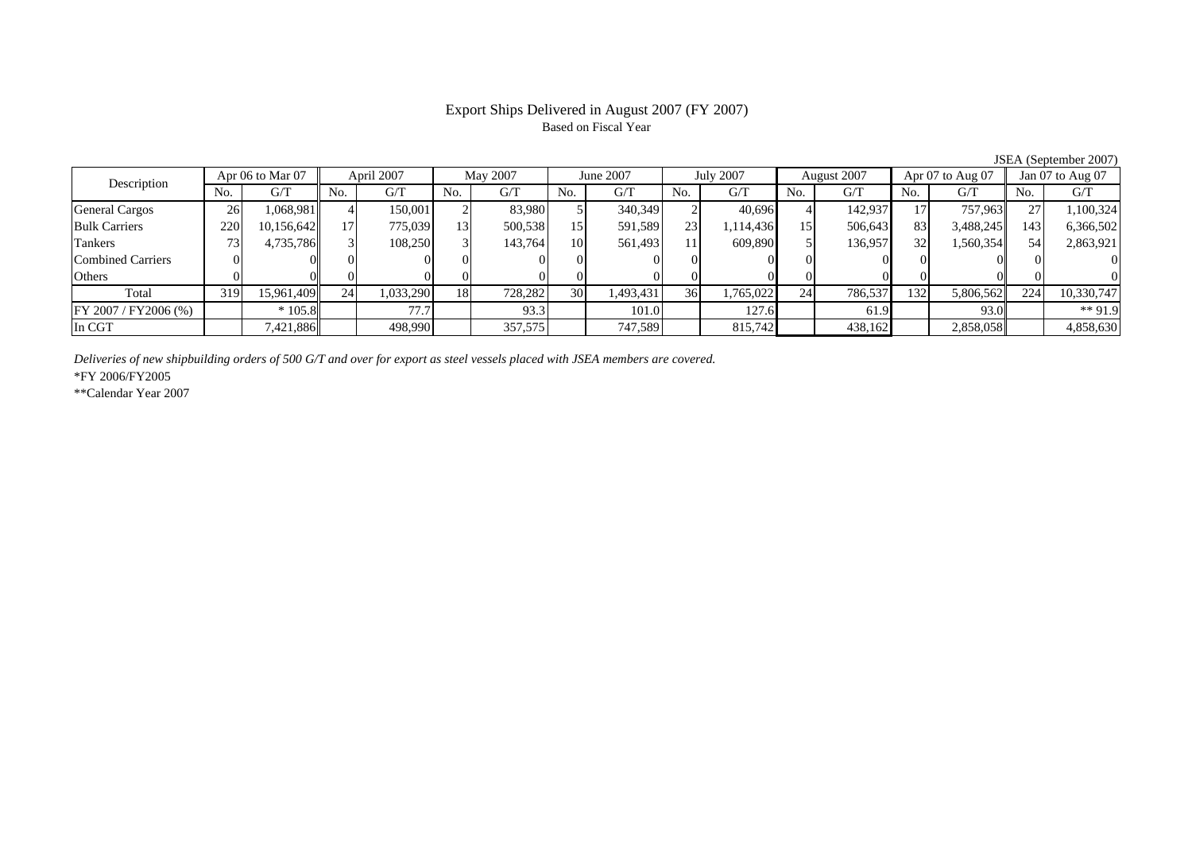# Export Ships Delivered in August 2007 (FY 2007)

Based on Fiscal Year

JSEA (September 2007)

| Description | Apr 06 to Mar 07 | | April 2007 | | May 2007 | | June 2007 | | July 2007 | | August 2007 | | Apr 07 to Aug 07 | | Jan 07 to Aug 07 | |
|---|---|---|---|---|---|---|---|---|---|---|---|---|---|---|---|---|
| | No. | G/T | No. | G/T | No. | G/T | No. | G/T | No. | G/T | No. | G/T | No. | G/T | No. | G/T |
| General Cargos | 26 | 1,068,981 | 4 | 150,001 | 2 | 83,980 | 5 | 340,349 | 2 | 40,696 | 4 | 142,937 | 17 | 757,963 | 27 | 1,100,324 |
| Bulk Carriers | 220 | 10,156,642 | 17 | 775,039 | 13 | 500,538 | 15 | 591,589 | 23 | 1,114,436 | 15 | 506,643 | 83 | 3,488,245 | 143 | 6,366,502 |
| Tankers | 73 | 4,735,786 | 3 | 108,250 | 3 | 143,764 | 10 | 561,493 | 11 | 609,890 | 5 | 136,957 | 32 | 1,560,354 | 54 | 2,863,921 |
| Combined Carriers | 0 | 0 | 0 | 0 | 0 | 0 | 0 | 0 | 0 | 0 | 0 | 0 | 0 | 0 | 0 | 0 |
| Others | 0 | 0 | 0 | 0 | 0 | 0 | 0 | 0 | 0 | 0 | 0 | 0 | 0 | 0 | 0 | 0 |
| Total | 319 | 15,961,409 | 24 | 1,033,290 | 18 | 728,282 | 30 | 1,493,431 | 36 | 1,765,022 | 24 | 786,537 | 132 | 5,806,562 | 224 | 10,330,747 |
| FY 2007 / FY2006 (%) | | * 105.8 | | 77.7 | | 93.3 | | 101.0 | | 127.6 | | 61.9 | | 93.0 | | ** 91.9 |
| In CGT | | 7,421,886 | | 498,990 | | 357,575 | | 747,589 | | 815,742 | | 438,162 | | 2,858,058 | | 4,858,630 |

*Deliveries of new shipbuilding orders of 500 G/T and over for export as steel vessels placed with JSEA members are covered.*

*FY 2006/FY2005

**Calendar Year 2007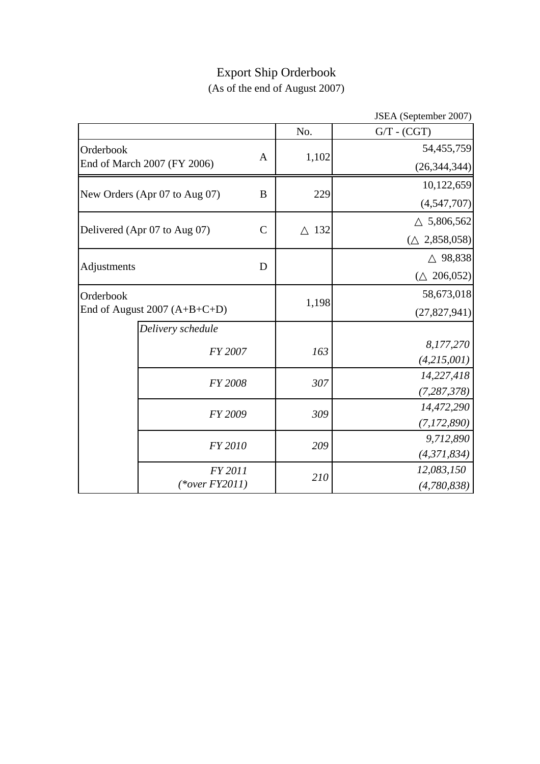# Export Ship Orderbook

(As of the end of August 2007)

JSEA (September 2007)

| | | | No. | G/T - (CGT) |
|---|---|---|---|---|
| Orderbook<br>End of March 2007 (FY 2006) | | A | 1,102 | 54,455,759<br>(26,344,344) |
| New Orders (Apr 07 to Aug 07) | | B | 229 | 10,122,659<br>(4,547,707) |
| Delivered (Apr 07 to Aug 07) | | C | △ 132 | △ 5,806,562<br>(△ 2,858,058) |
| Adjustments | | D | | △ 98,838<br>(△ 206,052) |
| Orderbook<br>End of August 2007 (A+B+C+D) | | | 1,198 | 58,673,018<br>(27,827,941) |
| | *Delivery schedule* | | | |
| | *FY 2007* | | *163* | *8,177,270*<br>*(4,215,001)* |
| | *FY 2008* | | *307* | *14,227,418*<br>*(7,287,378)* |
| | *FY 2009* | | *309* | *14,472,290*<br>*(7,172,890)* |
| | *FY 2010* | | *209* | *9,712,890*<br>*(4,371,834)* |
| | *FY 2011*<br>*(*over FY2011)* | | *210* | *12,083,150*<br>*(4,780,838)* |